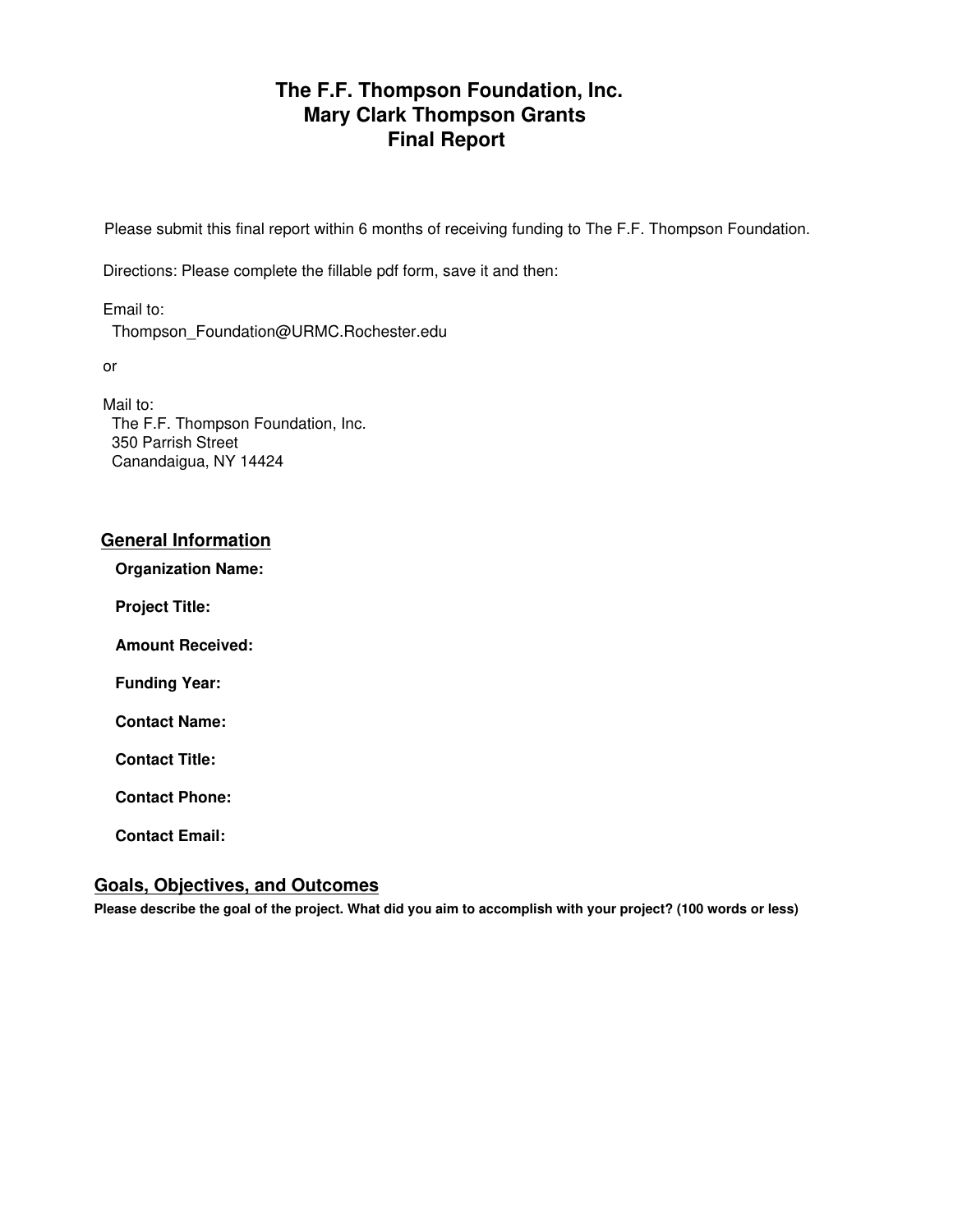# The F.F. Thompson Foundation, Inc.
# Mary Clark Thompson Grants
# Final Report

Please submit this final report within 6 months of receiving funding to The F.F. Thompson Foundation.

Directions: Please complete the fillable pdf form, save it and then:

Email to:
Thompson_Foundation@URMC.Rochester.edu

or

Mail to:
The F.F. Thompson Foundation, Inc.
350 Parrish Street
Canandaigua, NY 14424

## General Information

**Organization Name:**

**Project Title:**

**Amount Received:**

**Funding Year:**

**Contact Name:**

**Contact Title:**

**Contact Phone:**

**Contact Email:**

## Goals, Objectives, and Outcomes

**Please describe the goal of the project. What did you aim to accomplish with your project? (100 words or less)**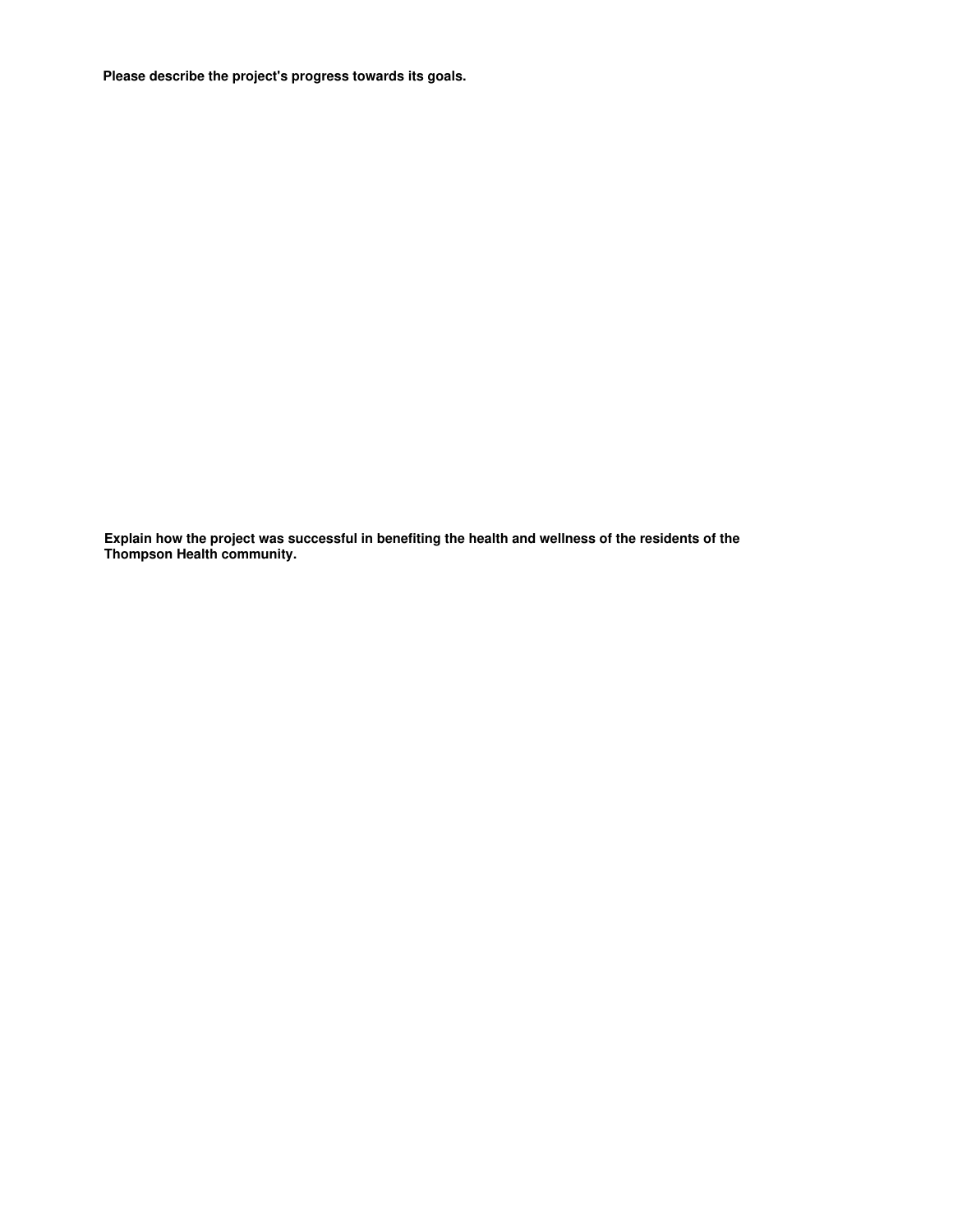**Please describe the project's progress towards its goals.**

**Explain how the project was successful in benefiting the health and wellness of the residents of the Thompson Health community.**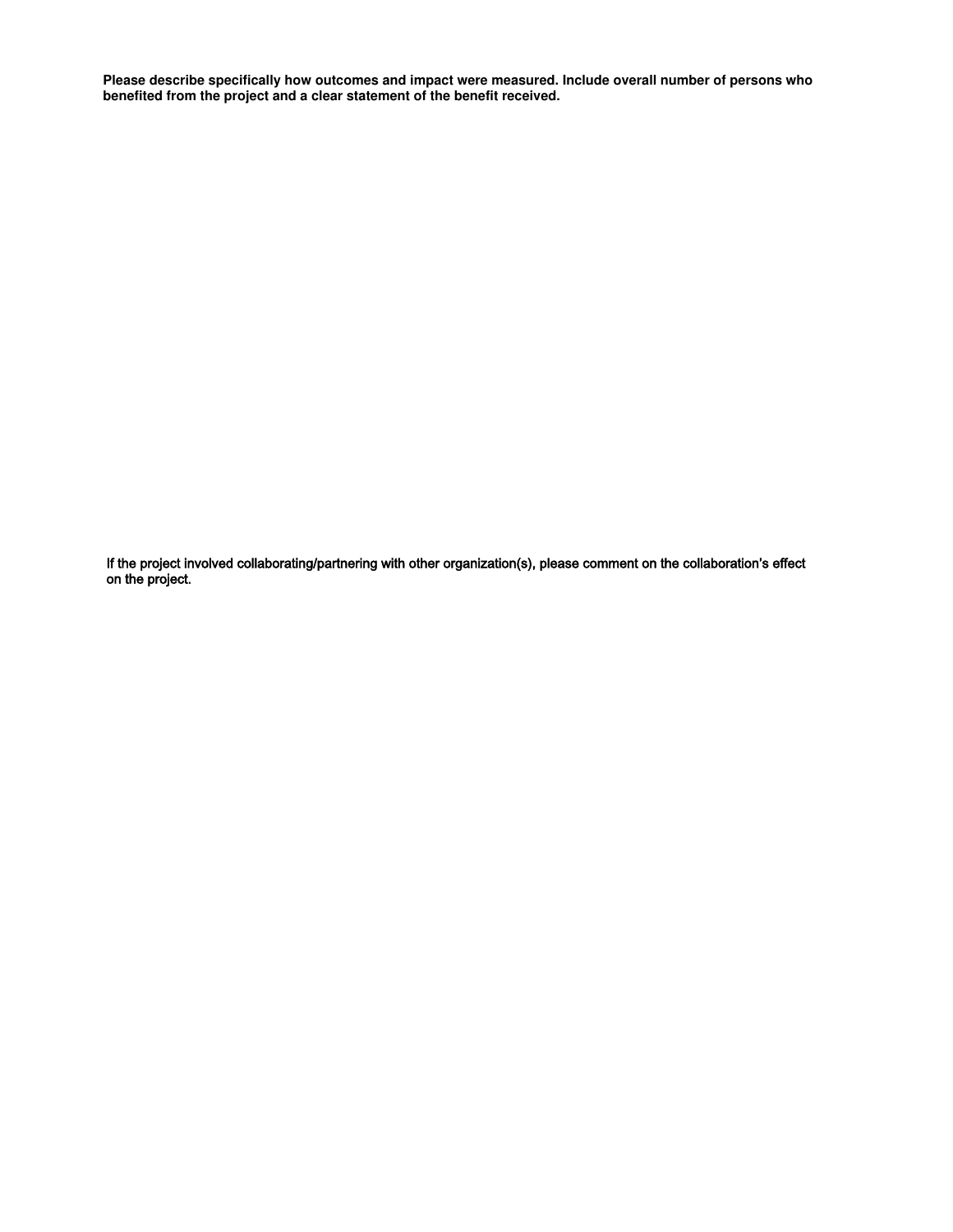**Please describe specifically how outcomes and impact were measured. Include overall number of persons who benefited from the project and a clear statement of the benefit received.**

If the project involved collaborating/partnering with other organization(s), please comment on the collaboration's effect on the project.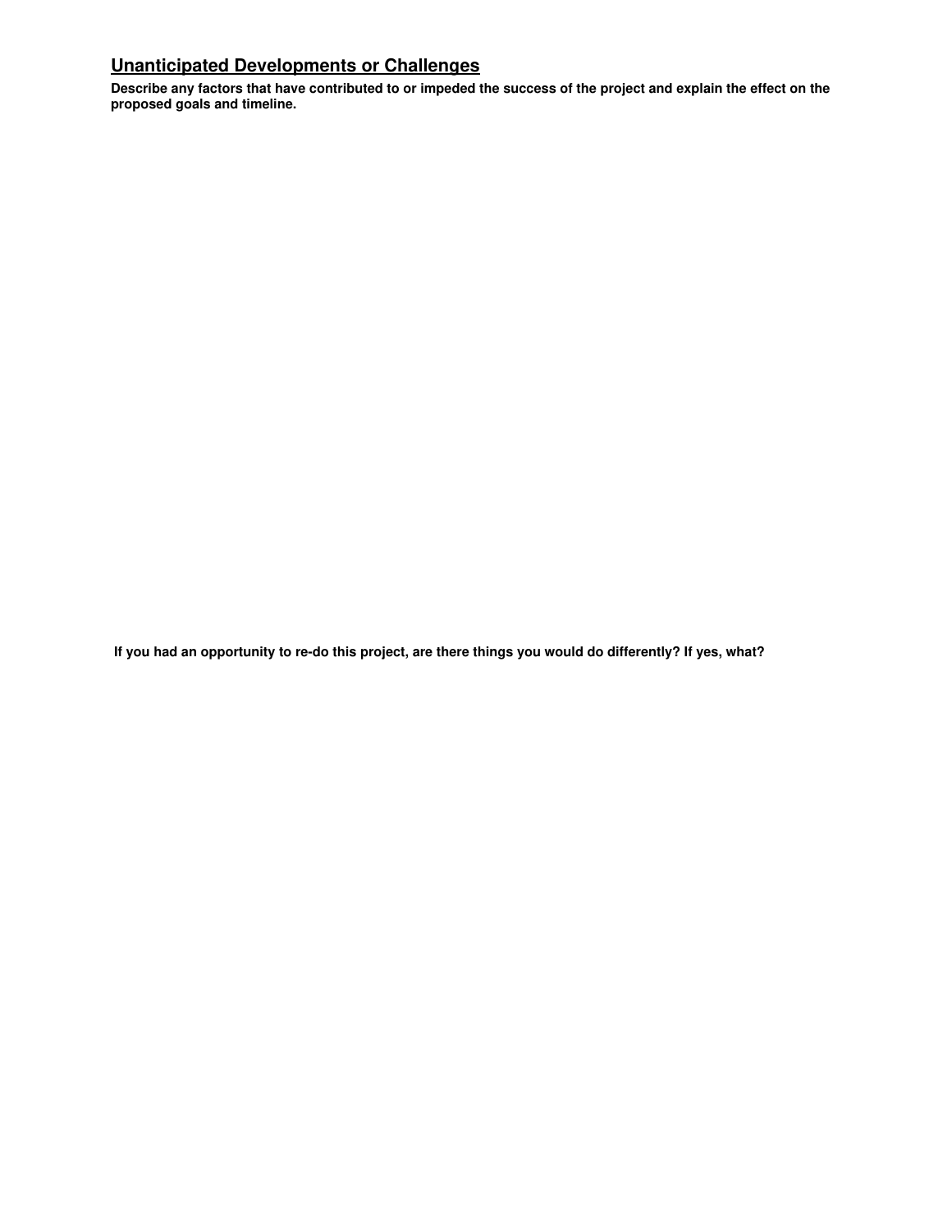## <u>Unanticipated Developments or Challenges</u>

**Describe any factors that have contributed to or impeded the success of the project and explain the effect on the proposed goals and timeline.**

**If you had an opportunity to re-do this project, are there things you would do differently? If yes, what?**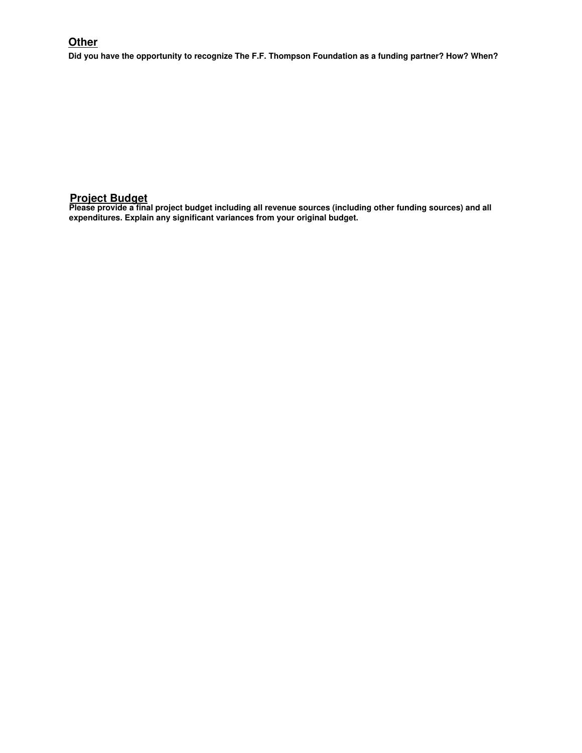## Other

**Did you have the opportunity to recognize The F.F. Thompson Foundation as a funding partner? How? When?**

## Project Budget

**Please provide a final project budget including all revenue sources (including other funding sources) and all expenditures. Explain any significant variances from your original budget.**